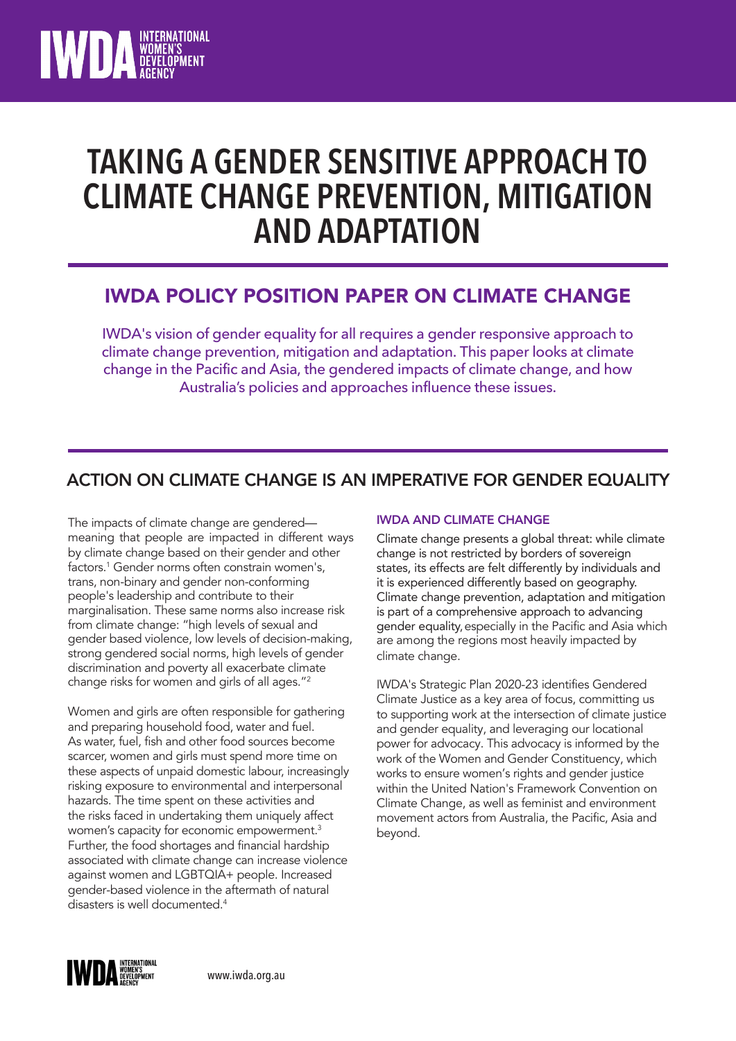# TAKING A GENDER SENSITIVE APPROACH TO CLIMATE CHANGE PREVENTION, MITIGATION AND ADAPTATION

## IWDA POLICY POSITION PAPER ON CLIMATE CHANGE

IWDA's vision of gender equality for all requires a gender responsive approach to climate change prevention, mitigation and adaptation. This paper looks at climate change in the Pacific and Asia, the gendered impacts of climate change, and how Australia's policies and approaches influence these issues.

## ACTION ON CLIMATE CHANGE IS AN IMPERATIVE FOR GENDER EQUALITY

The impacts of climate change are gendered—meaning that people are impacted in different ways by climate change based on their gender and other factors.[1] Gender norms often constrain women's, trans, non-binary and gender non-conforming people's leadership and contribute to their marginalisation. These same norms also increase risk from climate change: "high levels of sexual and gender based violence, low levels of decision-making, strong gendered social norms, high levels of gender discrimination and poverty all exacerbate climate change risks for women and girls of all ages."[2]

Women and girls are often responsible for gathering and preparing household food, water and fuel. As water, fuel, fish and other food sources become scarcer, women and girls must spend more time on these aspects of unpaid domestic labour, increasingly risking exposure to environmental and interpersonal hazards. The time spent on these activities and the risks faced in undertaking them uniquely affect women's capacity for economic empowerment.[3] Further, the food shortages and financial hardship associated with climate change can increase violence against women and LGBTQIA+ people. Increased gender-based violence in the aftermath of natural disasters is well documented.[4]

### IWDA AND CLIMATE CHANGE

Climate change presents a global threat: while climate change is not restricted by borders of sovereign states, its effects are felt differently by individuals and it is experienced differently based on geography. Climate change prevention, adaptation and mitigation is part of a comprehensive approach to advancing gender equality, especially in the Pacific and Asia which are among the regions most heavily impacted by climate change.

IWDA's Strategic Plan 2020-23 identifies Gendered Climate Justice as a key area of focus, committing us to supporting work at the intersection of climate justice and gender equality, and leveraging our locational power for advocacy. This advocacy is informed by the work of the Women and Gender Constituency, which works to ensure women's rights and gender justice within the United Nation's Framework Convention on Climate Change, as well as feminist and environment movement actors from Australia, the Pacific, Asia and beyond.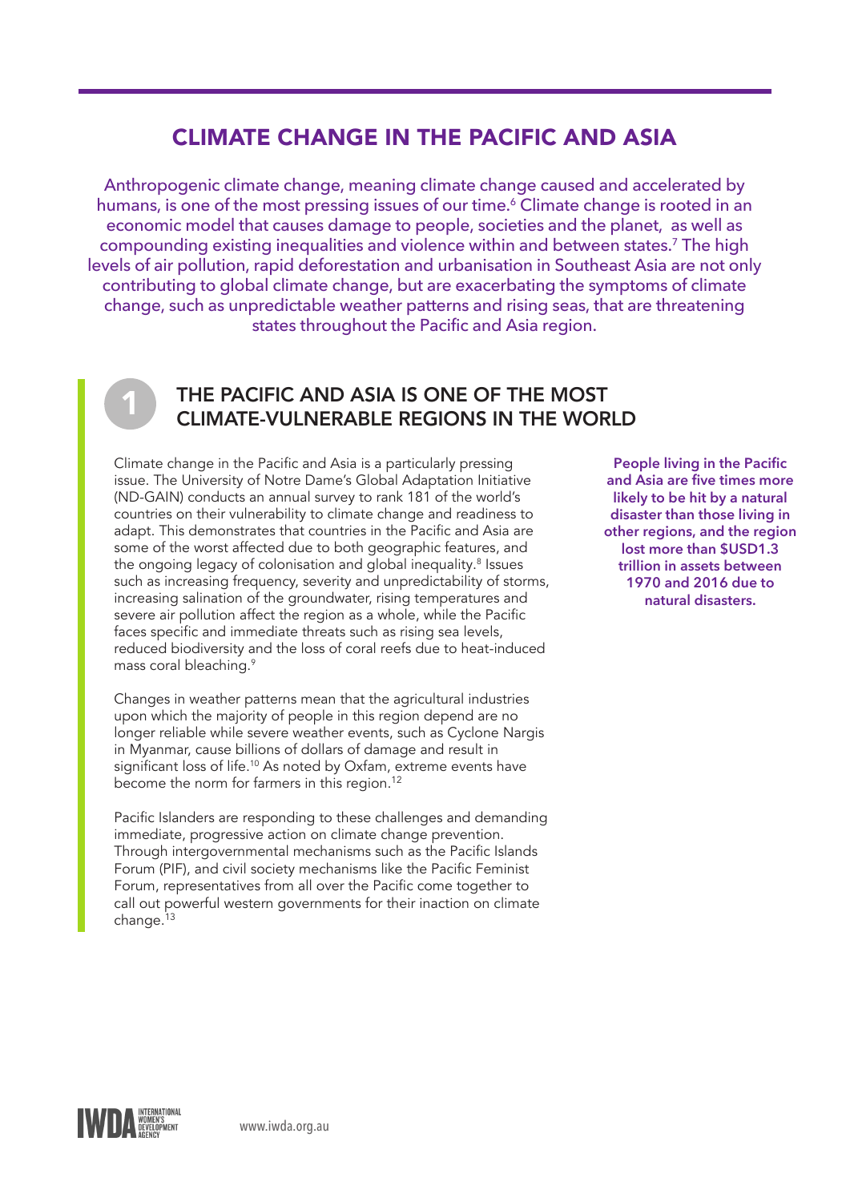# CLIMATE CHANGE IN THE PACIFIC AND ASIA

Anthropogenic climate change, meaning climate change caused and accelerated by humans, is one of the most pressing issues of our time.[6] Climate change is rooted in an economic model that causes damage to people, societies and the planet, as well as compounding existing inequalities and violence within and between states.[7] The high levels of air pollution, rapid deforestation and urbanisation in Southeast Asia are not only contributing to global climate change, but are exacerbating the symptoms of climate change, such as unpredictable weather patterns and rising seas, that are threatening states throughout the Pacific and Asia region.

## 1 THE PACIFIC AND ASIA IS ONE OF THE MOST CLIMATE-VULNERABLE REGIONS IN THE WORLD

Climate change in the Pacific and Asia is a particularly pressing issue. The University of Notre Dame's Global Adaptation Initiative (ND-GAIN) conducts an annual survey to rank 181 of the world's countries on their vulnerability to climate change and readiness to adapt. This demonstrates that countries in the Pacific and Asia are some of the worst affected due to both geographic features, and the ongoing legacy of colonisation and global inequality.[8] Issues such as increasing frequency, severity and unpredictability of storms, increasing salination of the groundwater, rising temperatures and severe air pollution affect the region as a whole, while the Pacific faces specific and immediate threats such as rising sea levels, reduced biodiversity and the loss of coral reefs due to heat-induced mass coral bleaching.[9]

Changes in weather patterns mean that the agricultural industries upon which the majority of people in this region depend are no longer reliable while severe weather events, such as Cyclone Nargis in Myanmar, cause billions of dollars of damage and result in significant loss of life.[10] As noted by Oxfam, extreme events have become the norm for farmers in this region.[12]

Pacific Islanders are responding to these challenges and demanding immediate, progressive action on climate change prevention. Through intergovernmental mechanisms such as the Pacific Islands Forum (PIF), and civil society mechanisms like the Pacific Feminist Forum, representatives from all over the Pacific come together to call out powerful western governments for their inaction on climate change.[13]

**People living in the Pacific and Asia are five times more likely to be hit by a natural disaster than those living in other regions, and the region lost more than $USD1.3 trillion in assets between 1970 and 2016 due to natural disasters.**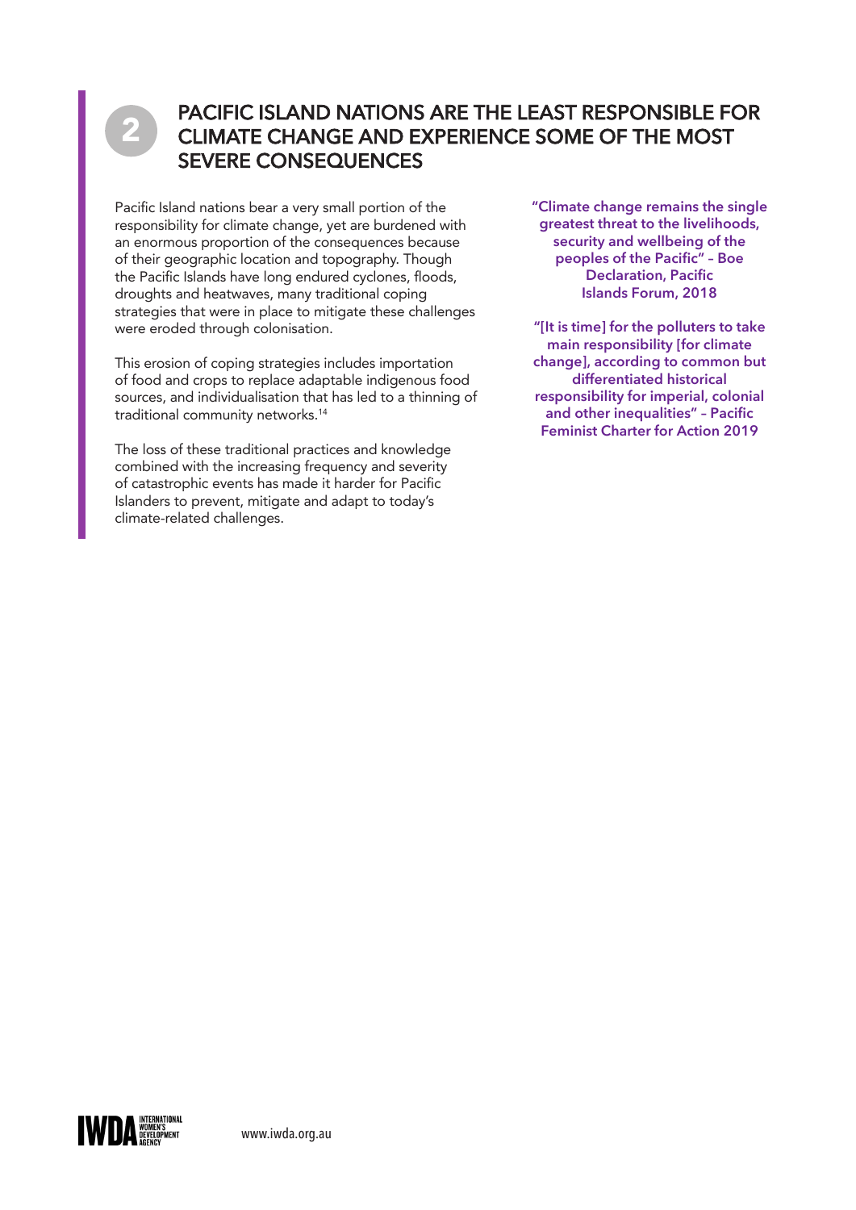## 2 PACIFIC ISLAND NATIONS ARE THE LEAST RESPONSIBLE FOR CLIMATE CHANGE AND EXPERIENCE SOME OF THE MOST SEVERE CONSEQUENCES

Pacific Island nations bear a very small portion of the responsibility for climate change, yet are burdened with an enormous proportion of the consequences because of their geographic location and topography. Though the Pacific Islands have long endured cyclones, floods, droughts and heatwaves, many traditional coping strategies that were in place to mitigate these challenges were eroded through colonisation.

This erosion of coping strategies includes importation of food and crops to replace adaptable indigenous food sources, and individualisation that has led to a thinning of traditional community networks.[14]

The loss of these traditional practices and knowledge combined with the increasing frequency and severity of catastrophic events has made it harder for Pacific Islanders to prevent, mitigate and adapt to today's climate-related challenges.

**"Climate change remains the single greatest threat to the livelihoods, security and wellbeing of the peoples of the Pacific" – Boe Declaration, Pacific Islands Forum, 2018**

**"[It is time] for the polluters to take main responsibility [for climate change], according to common but differentiated historical responsibility for imperial, colonial and other inequalities" – Pacific Feminist Charter for Action 2019**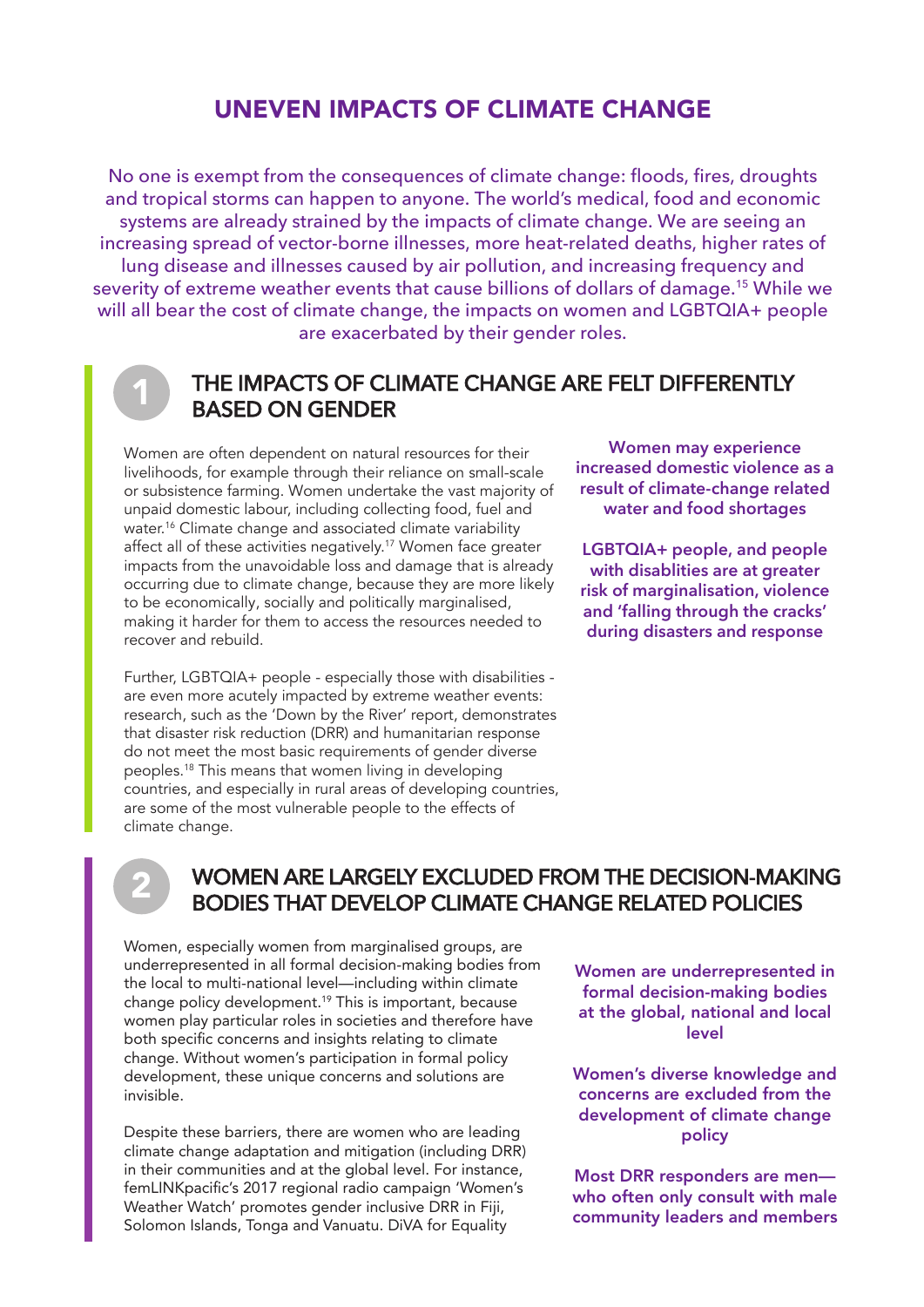# UNEVEN IMPACTS OF CLIMATE CHANGE

No one is exempt from the consequences of climate change: floods, fires, droughts and tropical storms can happen to anyone. The world's medical, food and economic systems are already strained by the impacts of climate change. We are seeing an increasing spread of vector-borne illnesses, more heat-related deaths, higher rates of lung disease and illnesses caused by air pollution, and increasing frequency and severity of extreme weather events that cause billions of dollars of damage.[15] While we will all bear the cost of climate change, the impacts on women and LGBTQIA+ people are exacerbated by their gender roles.

## 1 THE IMPACTS OF CLIMATE CHANGE ARE FELT DIFFERENTLY BASED ON GENDER

Women are often dependent on natural resources for their livelihoods, for example through their reliance on small-scale or subsistence farming. Women undertake the vast majority of unpaid domestic labour, including collecting food, fuel and water.[16] Climate change and associated climate variability affect all of these activities negatively.[17] Women face greater impacts from the unavoidable loss and damage that is already occurring due to climate change, because they are more likely to be economically, socially and politically marginalised, making it harder for them to access the resources needed to recover and rebuild.

Further, LGBTQIA+ people - especially those with disabilities - are even more acutely impacted by extreme weather events: research, such as the 'Down by the River' report, demonstrates that disaster risk reduction (DRR) and humanitarian response do not meet the most basic requirements of gender diverse peoples.[18] This means that women living in developing countries, and especially in rural areas of developing countries, are some of the most vulnerable people to the effects of climate change.

**Women may experience increased domestic violence as a result of climate-change related water and food shortages**

**LGBTQIA+ people, and people with disablities are at greater risk of marginalisation, violence and 'falling through the cracks' during disasters and response**

## 2 WOMEN ARE LARGELY EXCLUDED FROM THE DECISION-MAKING BODIES THAT DEVELOP CLIMATE CHANGE RELATED POLICIES

Women, especially women from marginalised groups, are underrepresented in all formal decision-making bodies from the local to multi-national level—including within climate change policy development.[19] This is important, because women play particular roles in societies and therefore have both specific concerns and insights relating to climate change. Without women's participation in formal policy development, these unique concerns and solutions are invisible.

Despite these barriers, there are women who are leading climate change adaptation and mitigation (including DRR) in their communities and at the global level. For instance, femLINKpacific's 2017 regional radio campaign 'Women's Weather Watch' promotes gender inclusive DRR in Fiji, Solomon Islands, Tonga and Vanuatu. DiVA for Equality

**Women are underrepresented in formal decision-making bodies at the global, national and local level**

**Women's diverse knowledge and concerns are excluded from the development of climate change policy**

**Most DRR responders are men—who often only consult with male community leaders and members**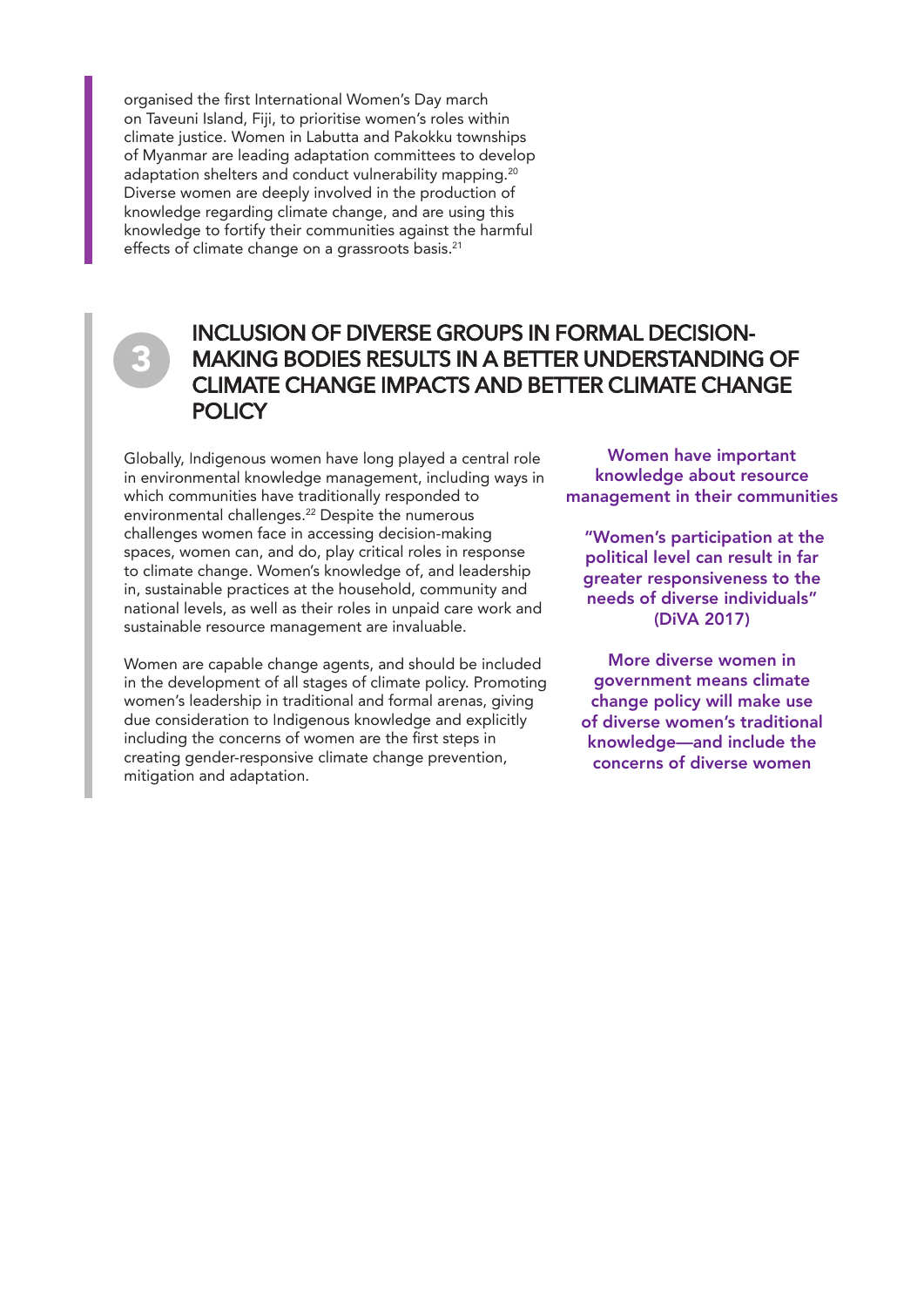organised the first International Women's Day march on Taveuni Island, Fiji, to prioritise women's roles within climate justice. Women in Labutta and Pakokku townships of Myanmar are leading adaptation committees to develop adaptation shelters and conduct vulnerability mapping.[20] Diverse women are deeply involved in the production of knowledge regarding climate change, and are using this knowledge to fortify their communities against the harmful effects of climate change on a grassroots basis.[21]

## 3 INCLUSION OF DIVERSE GROUPS IN FORMAL DECISION-MAKING BODIES RESULTS IN A BETTER UNDERSTANDING OF CLIMATE CHANGE IMPACTS AND BETTER CLIMATE CHANGE POLICY

Globally, Indigenous women have long played a central role in environmental knowledge management, including ways in which communities have traditionally responded to environmental challenges.[22] Despite the numerous challenges women face in accessing decision-making spaces, women can, and do, play critical roles in response to climate change. Women's knowledge of, and leadership in, sustainable practices at the household, community and national levels, as well as their roles in unpaid care work and sustainable resource management are invaluable.

Women are capable change agents, and should be included in the development of all stages of climate policy. Promoting women's leadership in traditional and formal arenas, giving due consideration to Indigenous knowledge and explicitly including the concerns of women are the first steps in creating gender-responsive climate change prevention, mitigation and adaptation.

**Women have important knowledge about resource management in their communities**

**"Women's participation at the political level can result in far greater responsiveness to the needs of diverse individuals" (DiVA 2017)**

**More diverse women in government means climate change policy will make use of diverse women's traditional knowledge—and include the concerns of diverse women**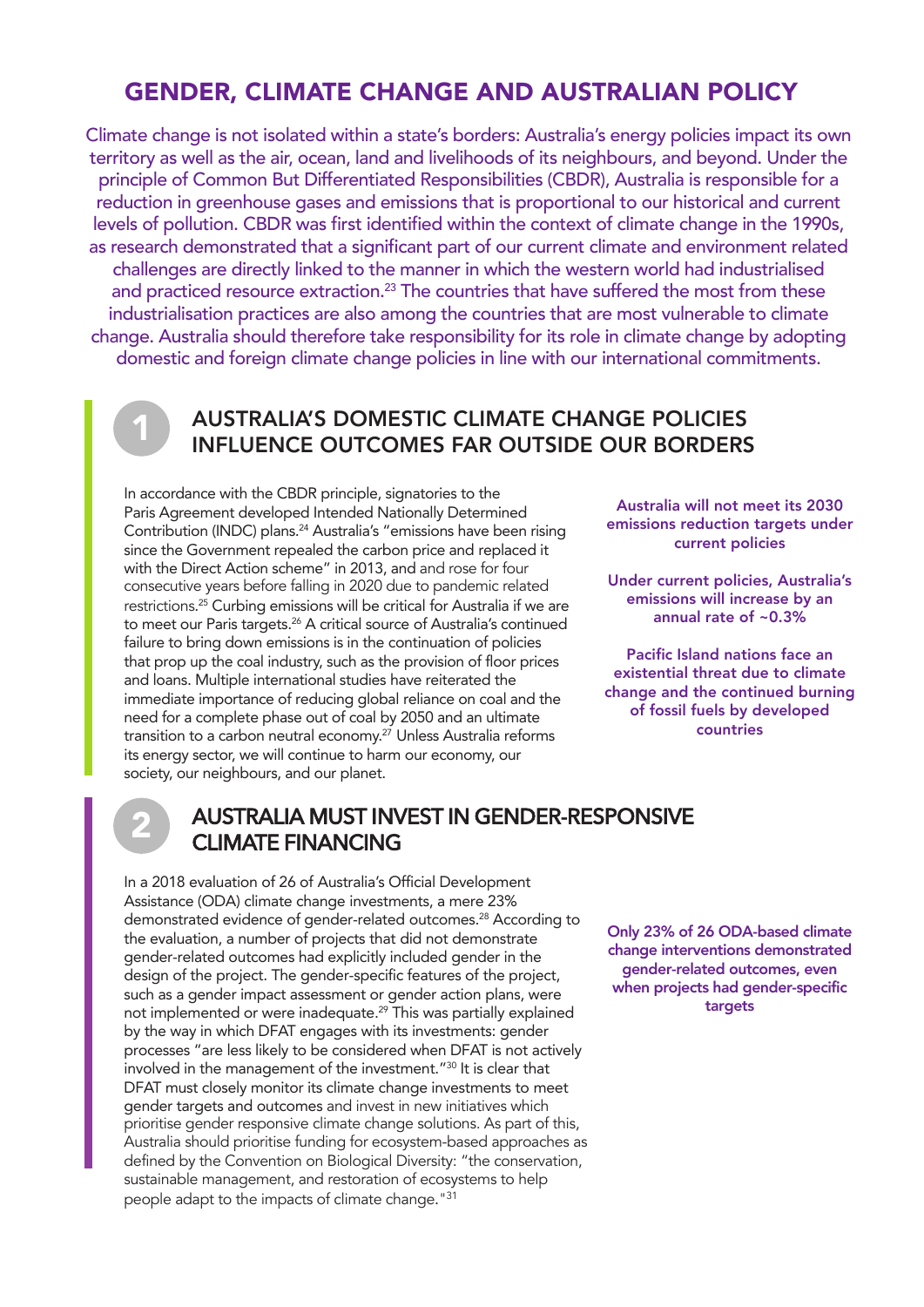# GENDER, CLIMATE CHANGE AND AUSTRALIAN POLICY

Climate change is not isolated within a state's borders: Australia's energy policies impact its own territory as well as the air, ocean, land and livelihoods of its neighbours, and beyond. Under the principle of Common But Differentiated Responsibilities (CBDR), Australia is responsible for a reduction in greenhouse gases and emissions that is proportional to our historical and current levels of pollution. CBDR was first identified within the context of climate change in the 1990s, as research demonstrated that a significant part of our current climate and environment related challenges are directly linked to the manner in which the western world had industrialised and practiced resource extraction.[23] The countries that have suffered the most from these industrialisation practices are also among the countries that are most vulnerable to climate change. Australia should therefore take responsibility for its role in climate change by adopting domestic and foreign climate change policies in line with our international commitments.

## 1 AUSTRALIA'S DOMESTIC CLIMATE CHANGE POLICIES INFLUENCE OUTCOMES FAR OUTSIDE OUR BORDERS

In accordance with the CBDR principle, signatories to the Paris Agreement developed Intended Nationally Determined Contribution (INDC) plans.[24] Australia's "emissions have been rising since the Government repealed the carbon price and replaced it with the Direct Action scheme" in 2013, and and rose for four consecutive years before falling in 2020 due to pandemic related restrictions.[25] Curbing emissions will be critical for Australia if we are to meet our Paris targets.[26] A critical source of Australia's continued failure to bring down emissions is in the continuation of policies that prop up the coal industry, such as the provision of floor prices and loans. Multiple international studies have reiterated the immediate importance of reducing global reliance on coal and the need for a complete phase out of coal by 2050 and an ultimate transition to a carbon neutral economy.[27] Unless Australia reforms its energy sector, we will continue to harm our economy, our society, our neighbours, and our planet.

**Australia will not meet its 2030 emissions reduction targets under current policies**

**Under current policies, Australia's emissions will increase by an annual rate of ~0.3%**

**Pacific Island nations face an existential threat due to climate change and the continued burning of fossil fuels by developed countries**

## 2 AUSTRALIA MUST INVEST IN GENDER-RESPONSIVE CLIMATE FINANCING

In a 2018 evaluation of 26 of Australia's Official Development Assistance (ODA) climate change investments, a mere 23% demonstrated evidence of gender-related outcomes.[28] According to the evaluation, a number of projects that did not demonstrate gender-related outcomes had explicitly included gender in the design of the project. The gender-specific features of the project, such as a gender impact assessment or gender action plans, were not implemented or were inadequate.[29] This was partially explained by the way in which DFAT engages with its investments: gender processes "are less likely to be considered when DFAT is not actively involved in the management of the investment."[30] It is clear that DFAT must closely monitor its climate change investments to meet gender targets and outcomes and invest in new initiatives which prioritise gender responsive climate change solutions. As part of this, Australia should prioritise funding for ecosystem-based approaches as defined by the Convention on Biological Diversity: "the conservation, sustainable management, and restoration of ecosystems to help people adapt to the impacts of climate change."[31]

**Only 23% of 26 ODA-based climate change interventions demonstrated gender-related outcomes, even when projects had gender-specific targets**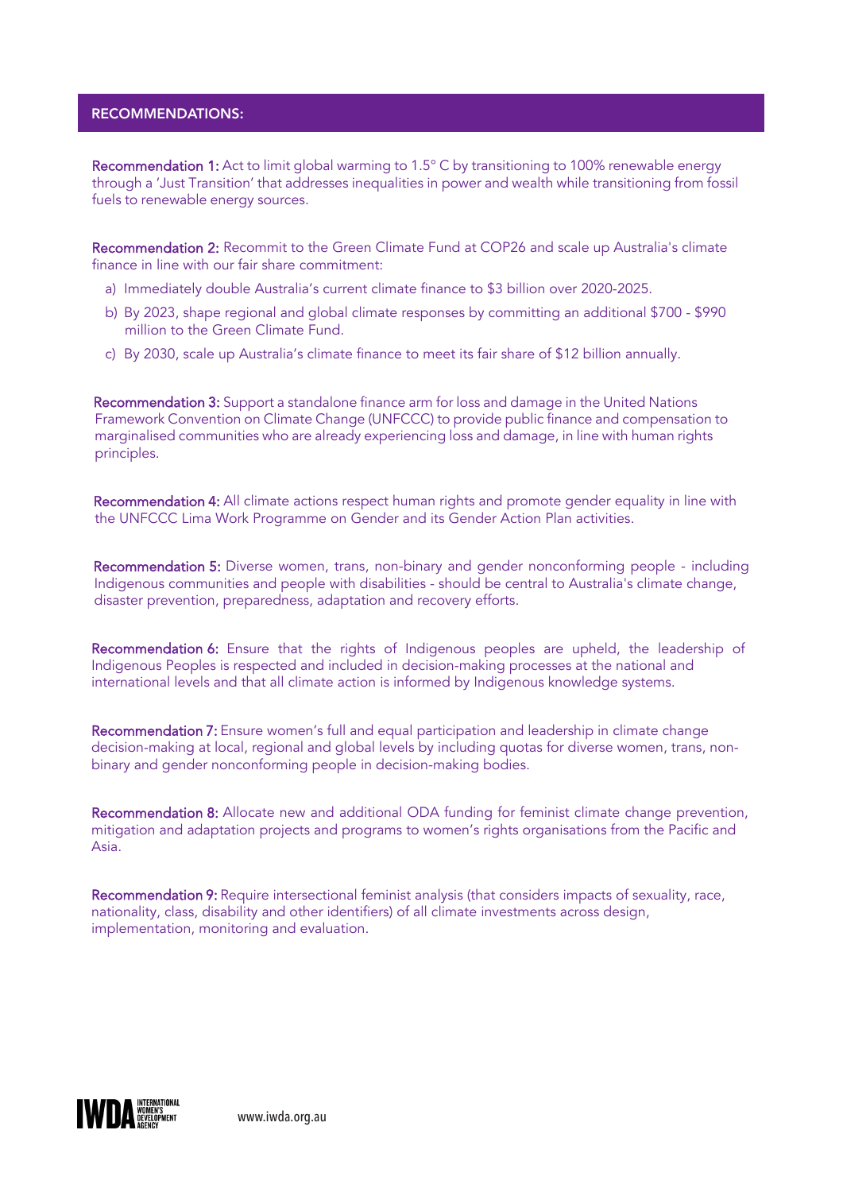## RECOMMENDATIONS:

**Recommendation 1:** Act to limit global warming to 1.5° C by transitioning to 100% renewable energy through a 'Just Transition' that addresses inequalities in power and wealth while transitioning from fossil fuels to renewable energy sources.

**Recommendation 2:** Recommit to the Green Climate Fund at COP26 and scale up Australia's climate finance in line with our fair share commitment:

a) Immediately double Australia's current climate finance to $3 billion over 2020-2025.

b) By 2023, shape regional and global climate responses by committing an additional $700 - $990 million to the Green Climate Fund.

c) By 2030, scale up Australia's climate finance to meet its fair share of $12 billion annually.

**Recommendation 3:** Support a standalone finance arm for loss and damage in the United Nations Framework Convention on Climate Change (UNFCCC) to provide public finance and compensation to marginalised communities who are already experiencing loss and damage, in line with human rights principles.

**Recommendation 4:** All climate actions respect human rights and promote gender equality in line with the UNFCCC Lima Work Programme on Gender and its Gender Action Plan activities.

**Recommendation 5:** Diverse women, trans, non-binary and gender nonconforming people - including Indigenous communities and people with disabilities - should be central to Australia's climate change, disaster prevention, preparedness, adaptation and recovery efforts.

**Recommendation 6:** Ensure that the rights of Indigenous peoples are upheld, the leadership of Indigenous Peoples is respected and included in decision-making processes at the national and international levels and that all climate action is informed by Indigenous knowledge systems.

**Recommendation 7:** Ensure women's full and equal participation and leadership in climate change decision-making at local, regional and global levels by including quotas for diverse women, trans, non-binary and gender nonconforming people in decision-making bodies.

**Recommendation 8:** Allocate new and additional ODA funding for feminist climate change prevention, mitigation and adaptation projects and programs to women's rights organisations from the Pacific and Asia.

**Recommendation 9:** Require intersectional feminist analysis (that considers impacts of sexuality, race, nationality, class, disability and other identifiers) of all climate investments across design, implementation, monitoring and evaluation.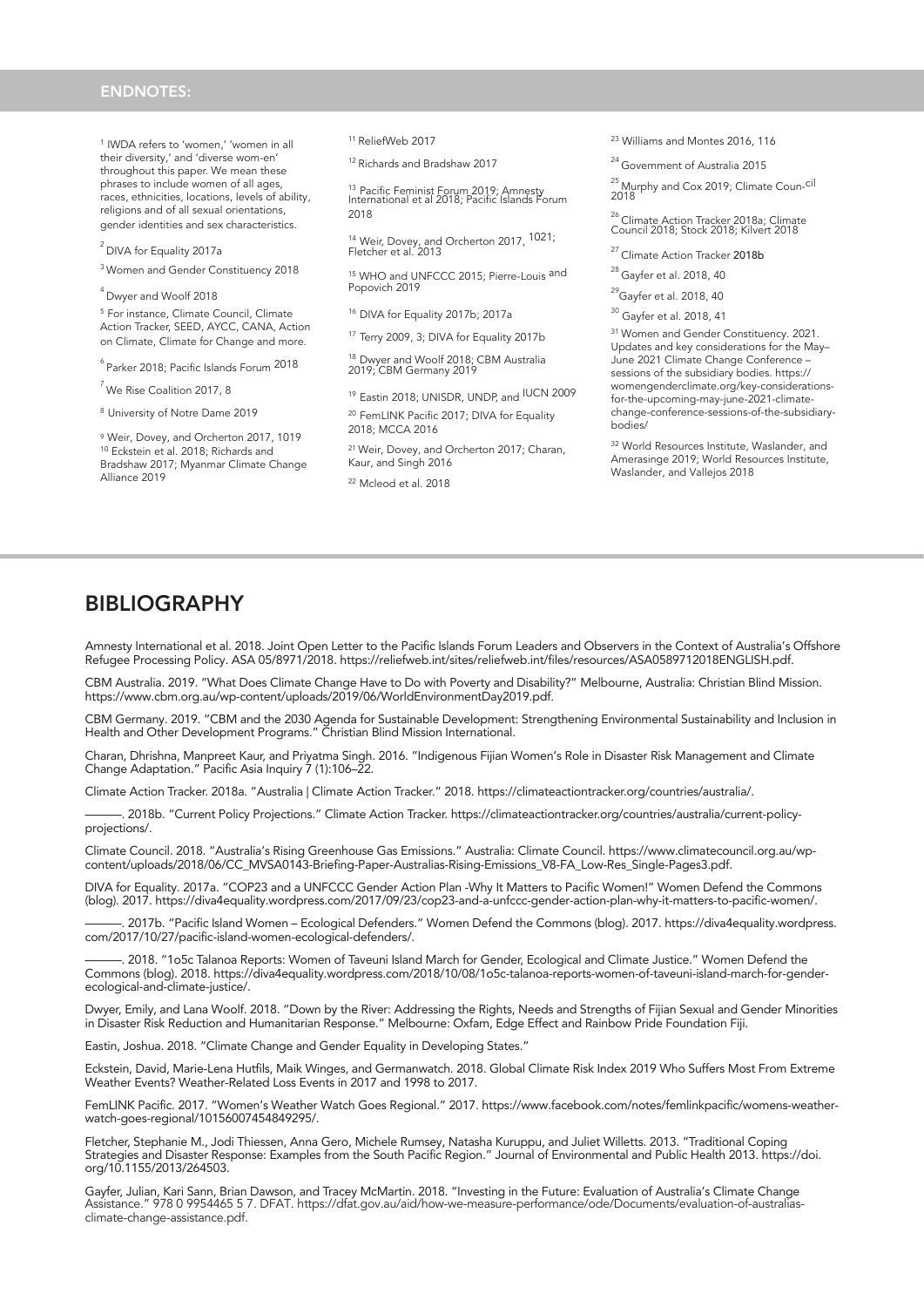## ENDNOTES:

1 IWDA refers to 'women,' 'women in all their diversity,' and 'diverse wom-en' throughout this paper. We mean these phrases to include women of all ages, races, ethnicities, locations, levels of ability, religions and of all sexual orientations, gender identities and sex characteristics.

2 DIVA for Equality 2017a

3 Women and Gender Constituency 2018

4 Dwyer and Woolf 2018

5 For instance, Climate Council, Climate Action Tracker, SEED, AYCC, CANA, Action on Climate, Climate for Change and more.

6 Parker 2018; Pacific Islands Forum 2018

7 We Rise Coalition 2017, 8

8 University of Notre Dame 2019

9 Weir, Dovey, and Orcherton 2017, 1019

10 Eckstein et al. 2018; Richards and Bradshaw 2017; Myanmar Climate Change Alliance 2019

11 ReliefWeb 2017

12 Richards and Bradshaw 2017

13 Pacific Feminist Forum 2019; Amnesty International et al 2018; Pacific Islands Forum 2018

14 Weir, Dovey, and Orcherton 2017, 1021; Fletcher et al. 2013

15 WHO and UNFCCC 2015; Pierre-Louis and Popovich 2019

16 DIVA for Equality 2017b; 2017a

17 Terry 2009, 3; DIVA for Equality 2017b

18 Dwyer and Woolf 2018; CBM Australia 2019; CBM Germany 2019

19 Eastin 2018; UNISDR, UNDP, and IUCN 2009

20 FemLINK Pacific 2017; DIVA for Equality 2018; MCCA 2016

21 Weir, Dovey, and Orcherton 2017; Charan, Kaur, and Singh 2016

22 Mcleod et al. 2018

23 Williams and Montes 2016, 116

24 Government of Australia 2015

25 Murphy and Cox 2019; Climate Council 2018

26 Climate Action Tracker 2018a; Climate Council 2018; Stock 2018; Kilvert 2018

27 Climate Action Tracker 2018b

28 Gayfer et al. 2018, 40

29 Gayfer et al. 2018, 40

30 Gayfer et al. 2018, 41

31 Women and Gender Constituency. 2021. Updates and key considerations for the May–June 2021 Climate Change Conference – sessions of the subsidiary bodies. https://womengenderclimate.org/key-considerations-for-the-upcoming-may-june-2021-climate-change-conference-sessions-of-the-subsidiary-bodies/

32 World Resources Institute, Waslander, and Amerasinge 2019; World Resources Institute, Waslander, and Vallejos 2018

## BIBLIOGRAPHY

Amnesty International et al. 2018. Joint Open Letter to the Pacific Islands Forum Leaders and Observers in the Context of Australia's Offshore Refugee Processing Policy. ASA 05/8971/2018. https://reliefweb.int/sites/reliefweb.int/files/resources/ASA0589712018ENGLISH.pdf.

CBM Australia. 2019. "What Does Climate Change Have to Do with Poverty and Disability?" Melbourne, Australia: Christian Blind Mission. https://www.cbm.org.au/wp-content/uploads/2019/06/WorldEnvironmentDay2019.pdf.

CBM Germany. 2019. "CBM and the 2030 Agenda for Sustainable Development: Strengthening Environmental Sustainability and Inclusion in Health and Other Development Programs." Christian Blind Mission International.

Charan, Dhrishna, Manpreet Kaur, and Priyatma Singh. 2016. "Indigenous Fijian Women's Role in Disaster Risk Management and Climate Change Adaptation." Pacific Asia Inquiry 7 (1):106–22.

Climate Action Tracker. 2018a. "Australia | Climate Action Tracker." 2018. https://climateactiontracker.org/countries/australia/.

———. 2018b. "Current Policy Projections." Climate Action Tracker. https://climateactiontracker.org/countries/australia/current-policy-projections/.

Climate Council. 2018. "Australia's Rising Greenhouse Gas Emissions." Australia: Climate Council. https://www.climatecouncil.org.au/wp-content/uploads/2018/06/CC_MVSA0143-Briefing-Paper-Australias-Rising-Emissions_V8-FA_Low-Res_Single-Pages3.pdf.

DIVA for Equality. 2017a. "COP23 and a UNFCCC Gender Action Plan -Why It Matters to Pacific Women!" Women Defend the Commons (blog). 2017. https://diva4equality.wordpress.com/2017/09/23/cop23-and-a-unfccc-gender-action-plan-why-it-matters-to-pacific-women/.

———. 2017b. "Pacific Island Women – Ecological Defenders." Women Defend the Commons (blog). 2017. https://diva4equality.wordpress.com/2017/10/27/pacific-island-women-ecological-defenders/.

———. 2018. "1o5c Talanoa Reports: Women of Taveuni Island March for Gender, Ecological and Climate Justice." Women Defend the Commons (blog). 2018. https://diva4equality.wordpress.com/2018/10/08/1o5c-talanoa-reports-women-of-taveuni-island-march-for-gender-ecological-and-climate-justice/.

Dwyer, Emily, and Lana Woolf. 2018. "Down by the River: Addressing the Rights, Needs and Strengths of Fijian Sexual and Gender Minorities in Disaster Risk Reduction and Humanitarian Response." Melbourne: Oxfam, Edge Effect and Rainbow Pride Foundation Fiji.

Eastin, Joshua. 2018. "Climate Change and Gender Equality in Developing States."

Eckstein, David, Marie-Lena Hutfils, Maik Winges, and Germanwatch. 2018. Global Climate Risk Index 2019 Who Suffers Most From Extreme Weather Events? Weather-Related Loss Events in 2017 and 1998 to 2017.

FemLINK Pacific. 2017. "Women's Weather Watch Goes Regional." 2017. https://www.facebook.com/notes/femlinkpacific/womens-weather-watch-goes-regional/10156007454849295/.

Fletcher, Stephanie M., Jodi Thiessen, Anna Gero, Michele Rumsey, Natasha Kuruppu, and Juliet Willetts. 2013. "Traditional Coping Strategies and Disaster Response: Examples from the South Pacific Region." Journal of Environmental and Public Health 2013. https://doi.org/10.1155/2013/264503.

Gayfer, Julian, Kari Sann, Brian Dawson, and Tracey McMartin. 2018. "Investing in the Future: Evaluation of Australia's Climate Change Assistance." 978 0 9954465 5 7. DFAT. https://dfat.gov.au/aid/how-we-measure-performance/ode/Documents/evaluation-of-australias-climate-change-assistance.pdf.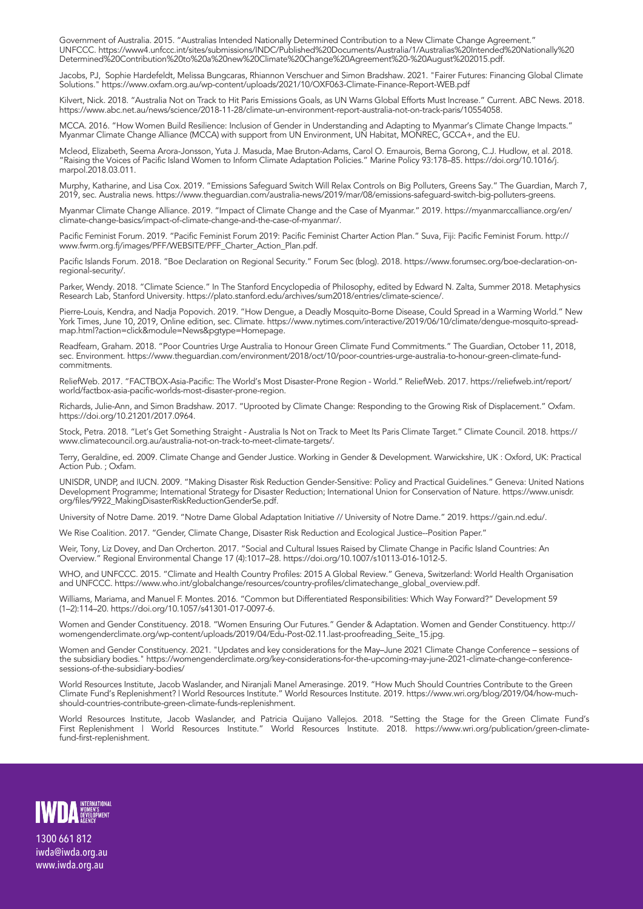Government of Australia. 2015. "Australias Intended Nationally Determined Contribution to a New Climate Change Agreement." UNFCCC. https://www4.unfccc.int/sites/submissions/INDC/Published%20Documents/Australia/1/Australias%20Intended%20Nationally%20Determined%20Contribution%20to%20a%20new%20Climate%20Change%20Agreement%20-%20August%202015.pdf.

Jacobs, PJ, Sophie Hardefeldt, Melissa Bungcaras, Rhiannon Verschuer and Simon Bradshaw. 2021. "Fairer Futures: Financing Global Climate Solutions." https://www.oxfam.org.au/wp-content/uploads/2021/10/OXF063-Climate-Finance-Report-WEB.pdf

Kilvert, Nick. 2018. "Australia Not on Track to Hit Paris Emissions Goals, as UN Warns Global Efforts Must Increase." Current. ABC News. 2018. https://www.abc.net.au/news/science/2018-11-28/climate-un-environment-report-australia-not-on-track-paris/10554058.

MCCA. 2016. "How Women Build Resilience: Inclusion of Gender in Understanding and Adapting to Myanmar's Climate Change Impacts." Myanmar Climate Change Alliance (MCCA) with support from UN Environment, UN Habitat, MONREC, GCCA+, and the EU.

Mcleod, Elizabeth, Seema Arora-Jonsson, Yuta J. Masuda, Mae Bruton-Adams, Carol O. Emaurois, Berna Gorong, C.J. Hudlow, et al. 2018. "Raising the Voices of Pacific Island Women to Inform Climate Adaptation Policies." Marine Policy 93:178–85. https://doi.org/10.1016/j.marpol.2018.03.011.

Murphy, Katharine, and Lisa Cox. 2019. "Emissions Safeguard Switch Will Relax Controls on Big Polluters, Greens Say." The Guardian, March 7, 2019, sec. Australia news. https://www.theguardian.com/australia-news/2019/mar/08/emissions-safeguard-switch-big-polluters-greens.

Myanmar Climate Change Alliance. 2019. "Impact of Climate Change and the Case of Myanmar." 2019. https://myanmarccalliance.org/en/climate-change-basics/impact-of-climate-change-and-the-case-of-myanmar/.

Pacific Feminist Forum. 2019. "Pacific Feminist Forum 2019: Pacific Feminist Charter Action Plan." Suva, Fiji: Pacific Feminist Forum. http://www.fwrm.org.fj/images/PFF/WEBSITE/PFF_Charter_Action_Plan.pdf.

Pacific Islands Forum. 2018. "Boe Declaration on Regional Security." Forum Sec (blog). 2018. https://www.forumsec.org/boe-declaration-on-regional-security/.

Parker, Wendy. 2018. "Climate Science." In The Stanford Encyclopedia of Philosophy, edited by Edward N. Zalta, Summer 2018. Metaphysics Research Lab, Stanford University. https://plato.stanford.edu/archives/sum2018/entries/climate-science/.

Pierre-Louis, Kendra, and Nadja Popovich. 2019. "How Dengue, a Deadly Mosquito-Borne Disease, Could Spread in a Warming World." New York Times, June 10, 2019, Online edition, sec. Climate. https://www.nytimes.com/interactive/2019/06/10/climate/dengue-mosquito-spread-map.html?action=click&module=News&pgtype=Homepage.

Readfearn, Graham. 2018. "Poor Countries Urge Australia to Honour Green Climate Fund Commitments." The Guardian, October 11, 2018, sec. Environment. https://www.theguardian.com/environment/2018/oct/10/poor-countries-urge-australia-to-honour-green-climate-fund-commitments.

ReliefWeb. 2017. "FACTBOX-Asia-Pacific: The World's Most Disaster-Prone Region - World." ReliefWeb. 2017. https://reliefweb.int/report/world/factbox-asia-pacific-worlds-most-disaster-prone-region.

Richards, Julie-Ann, and Simon Bradshaw. 2017. "Uprooted by Climate Change: Responding to the Growing Risk of Displacement." Oxfam. https://doi.org/10.21201/2017.0964.

Stock, Petra. 2018. "Let's Get Something Straight - Australia Is Not on Track to Meet Its Paris Climate Target." Climate Council. 2018. https://www.climatecouncil.org.au/australia-not-on-track-to-meet-climate-targets/.

Terry, Geraldine, ed. 2009. Climate Change and Gender Justice. Working in Gender & Development. Warwickshire, UK : Oxford, UK: Practical Action Pub. ; Oxfam.

UNISDR, UNDP, and IUCN. 2009. "Making Disaster Risk Reduction Gender-Sensitive: Policy and Practical Guidelines." Geneva: United Nations Development Programme; International Strategy for Disaster Reduction; International Union for Conservation of Nature. https://www.unisdr.org/files/9922_MakingDisasterRiskReductionGenderSe.pdf.

University of Notre Dame. 2019. "Notre Dame Global Adaptation Initiative // University of Notre Dame." 2019. https://gain.nd.edu/.

We Rise Coalition. 2017. "Gender, Climate Change, Disaster Risk Reduction and Ecological Justice--Position Paper."

Weir, Tony, Liz Dovey, and Dan Orcherton. 2017. "Social and Cultural Issues Raised by Climate Change in Pacific Island Countries: An Overview." Regional Environmental Change 17 (4):1017–28. https://doi.org/10.1007/s10113-016-1012-5.

WHO, and UNFCCC. 2015. "Climate and Health Country Profiles: 2015 A Global Review." Geneva, Switzerland: World Health Organisation and UNFCCC. https://www.who.int/globalchange/resources/country-profiles/climatechange_global_overview.pdf.

Williams, Mariama, and Manuel F. Montes. 2016. "Common but Differentiated Responsibilities: Which Way Forward?" Development 59 (1–2):114–20. https://doi.org/10.1057/s41301-017-0097-6.

Women and Gender Constituency. 2018. "Women Ensuring Our Futures." Gender & Adaptation. Women and Gender Constituency. http://womengenderclimate.org/wp-content/uploads/2019/04/Edu-Post-02.11.last-proofreading_Seite_15.jpg.

Women and Gender Constituency. 2021. "Updates and key considerations for the May–June 2021 Climate Change Conference – sessions of the subsidiary bodies." https://womengenderclimate.org/key-considerations-for-the-upcoming-may-june-2021-climate-change-conference-sessions-of-the-subsidiary-bodies/

World Resources Institute, Jacob Waslander, and Niranjali Manel Amerasinge. 2019. "How Much Should Countries Contribute to the Green Climate Fund's Replenishment? | World Resources Institute." World Resources Institute. 2019. https://www.wri.org/blog/2019/04/how-much-should-countries-contribute-green-climate-funds-replenishment.

World Resources Institute, Jacob Waslander, and Patricia Quijano Vallejos. 2018. "Setting the Stage for the Green Climate Fund's First Replenishment | World Resources Institute." World Resources Institute. 2018. https://www.wri.org/publication/green-climate-fund-first-replenishment.

IWDA INTERNATIONAL WOMEN'S DEVELOPMENT AGENCY

1300 661 812
iwda@iwda.org.au
www.iwda.org.au